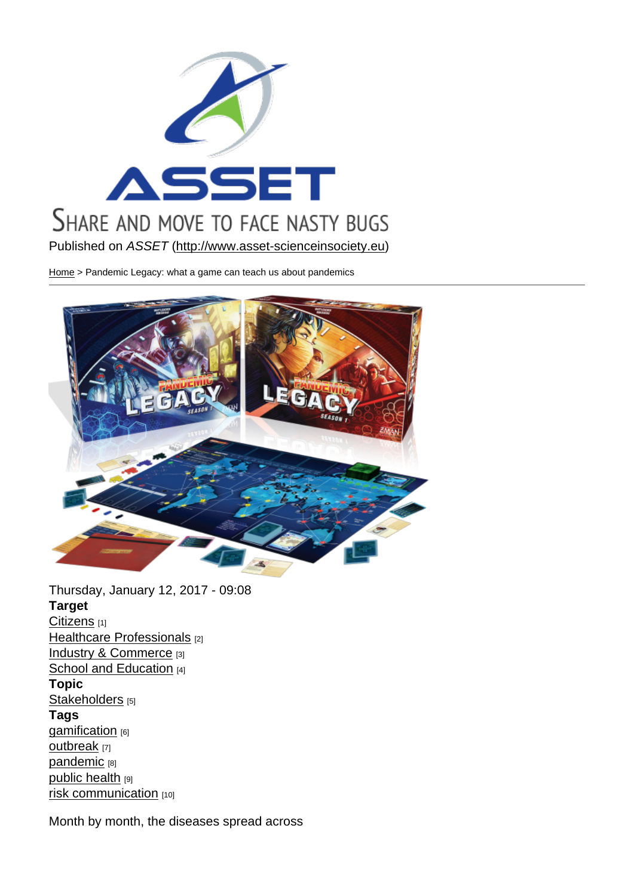SHARE AND MOVE TO FACE NASTY BUGS

Published on *ASSET* (http://www.asset-scienceinsociety.eu)

Home > Pandemic Legacy: what a game can teach us about pandemics

Thursday, January 12, 2017 - 09:08

**Target**

Citizens [1]
Healthcare Professionals [2]
Industry & Commerce [3]
School and Education [4]

**Topic**

Stakeholders [5]

**Tags**

gamification [6]
outbreak [7]
pandemic [8]
public health [9]
risk communication [10]

Month by month, the diseases spread across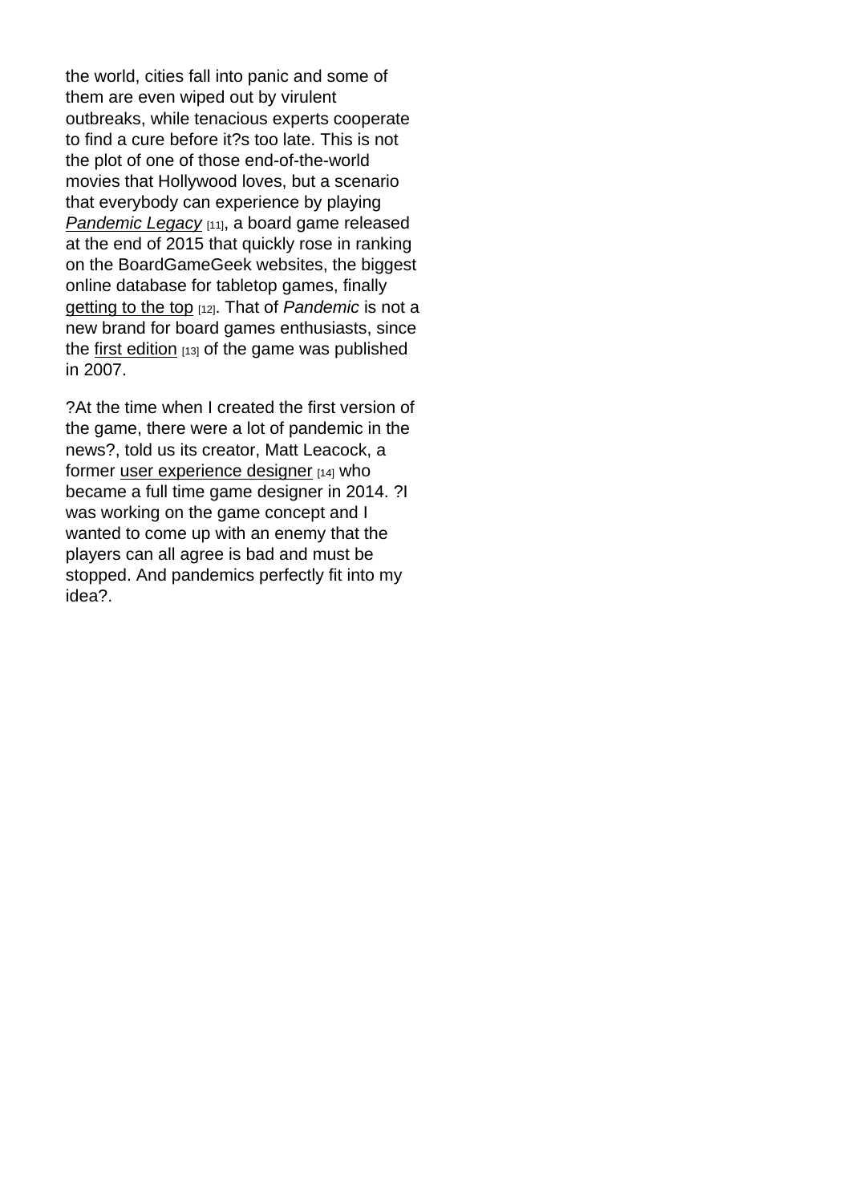the world, cities fall into panic and some of them are even wiped out by virulent outbreaks, while tenacious experts cooperate to find a cure before it?s too late. This is not the plot of one of those end-of-the-world movies that Hollywood loves, but a scenario that everybody can experience by playing *Pandemic Legacy* [11], a board game released at the end of 2015 that quickly rose in ranking on the BoardGameGeek websites, the biggest online database for tabletop games, finally getting to the top [12]. That of *Pandemic* is not a new brand for board games enthusiasts, since the first edition [13] of the game was published in 2007.

?At the time when I created the first version of the game, there were a lot of pandemic in the news?, told us its creator, Matt Leacock, a former user experience designer [14] who became a full time game designer in 2014. ?I was working on the game concept and I wanted to come up with an enemy that the players can all agree is bad and must be stopped. And pandemics perfectly fit into my idea?.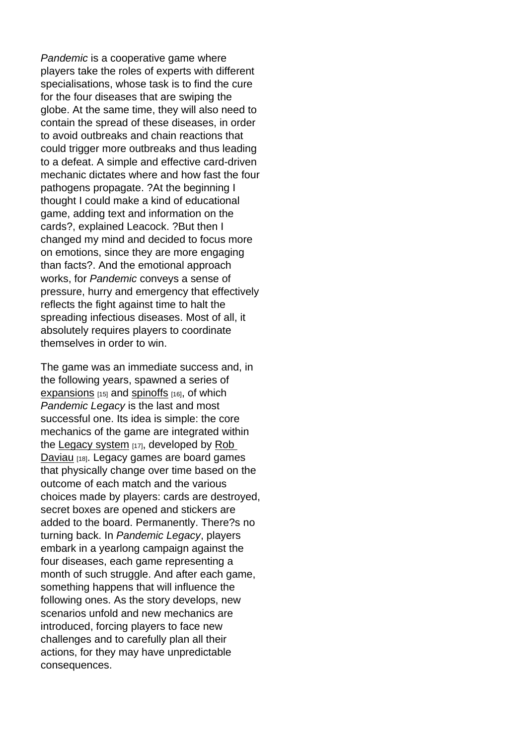*Pandemic* is a cooperative game where players take the roles of experts with different specialisations, whose task is to find the cure for the four diseases that are swiping the globe. At the same time, they will also need to contain the spread of these diseases, in order to avoid outbreaks and chain reactions that could trigger more outbreaks and thus leading to a defeat. A simple and effective card-driven mechanic dictates where and how fast the four pathogens propagate. ?At the beginning I thought I could make a kind of educational game, adding text and information on the cards?, explained Leacock. ?But then I changed my mind and decided to focus more on emotions, since they are more engaging than facts?. And the emotional approach works, for *Pandemic* conveys a sense of pressure, hurry and emergency that effectively reflects the fight against time to halt the spreading infectious diseases. Most of all, it absolutely requires players to coordinate themselves in order to win.

The game was an immediate success and, in the following years, spawned a series of expansions [15] and spinoffs [16], of which *Pandemic Legacy* is the last and most successful one. Its idea is simple: the core mechanics of the game are integrated within the Legacy system [17], developed by Rob Daviau [18]. Legacy games are board games that physically change over time based on the outcome of each match and the various choices made by players: cards are destroyed, secret boxes are opened and stickers are added to the board. Permanently. There?s no turning back. In *Pandemic Legacy*, players embark in a yearlong campaign against the four diseases, each game representing a month of such struggle. And after each game, something happens that will influence the following ones. As the story develops, new scenarios unfold and new mechanics are introduced, forcing players to face new challenges and to carefully plan all their actions, for they may have unpredictable consequences.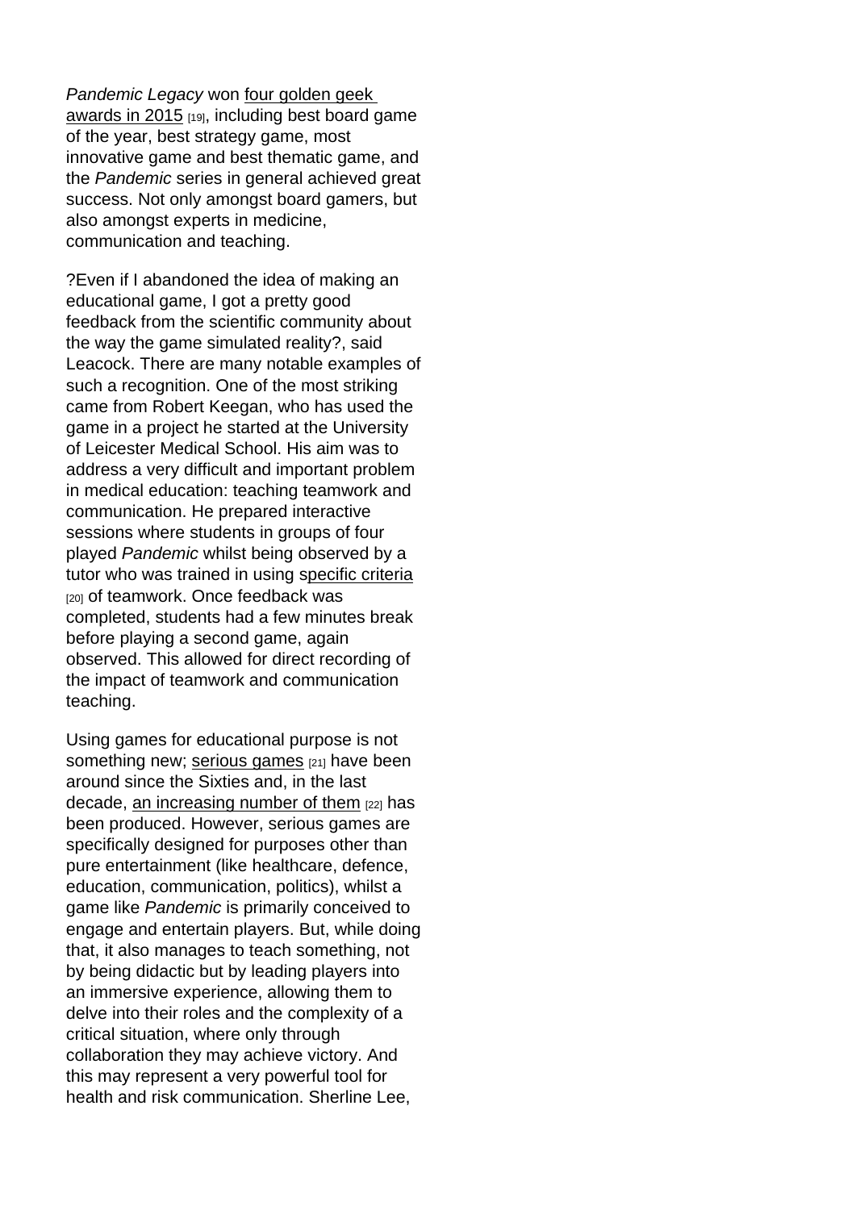*Pandemic Legacy* won four golden geek awards in 2015 [19], including best board game of the year, best strategy game, most innovative game and best thematic game, and the *Pandemic* series in general achieved great success. Not only amongst board gamers, but also amongst experts in medicine, communication and teaching.

?Even if I abandoned the idea of making an educational game, I got a pretty good feedback from the scientific community about the way the game simulated reality?, said Leacock. There are many notable examples of such a recognition. One of the most striking came from Robert Keegan, who has used the game in a project he started at the University of Leicester Medical School. His aim was to address a very difficult and important problem in medical education: teaching teamwork and communication. He prepared interactive sessions where students in groups of four played *Pandemic* whilst being observed by a tutor who was trained in using specific criteria [20] of teamwork. Once feedback was completed, students had a few minutes break before playing a second game, again observed. This allowed for direct recording of the impact of teamwork and communication teaching.

Using games for educational purpose is not something new; serious games [21] have been around since the Sixties and, in the last decade, an increasing number of them [22] has been produced. However, serious games are specifically designed for purposes other than pure entertainment (like healthcare, defence, education, communication, politics), whilst a game like *Pandemic* is primarily conceived to engage and entertain players. But, while doing that, it also manages to teach something, not by being didactic but by leading players into an immersive experience, allowing them to delve into their roles and the complexity of a critical situation, where only through collaboration they may achieve victory. And this may represent a very powerful tool for health and risk communication. Sherline Lee,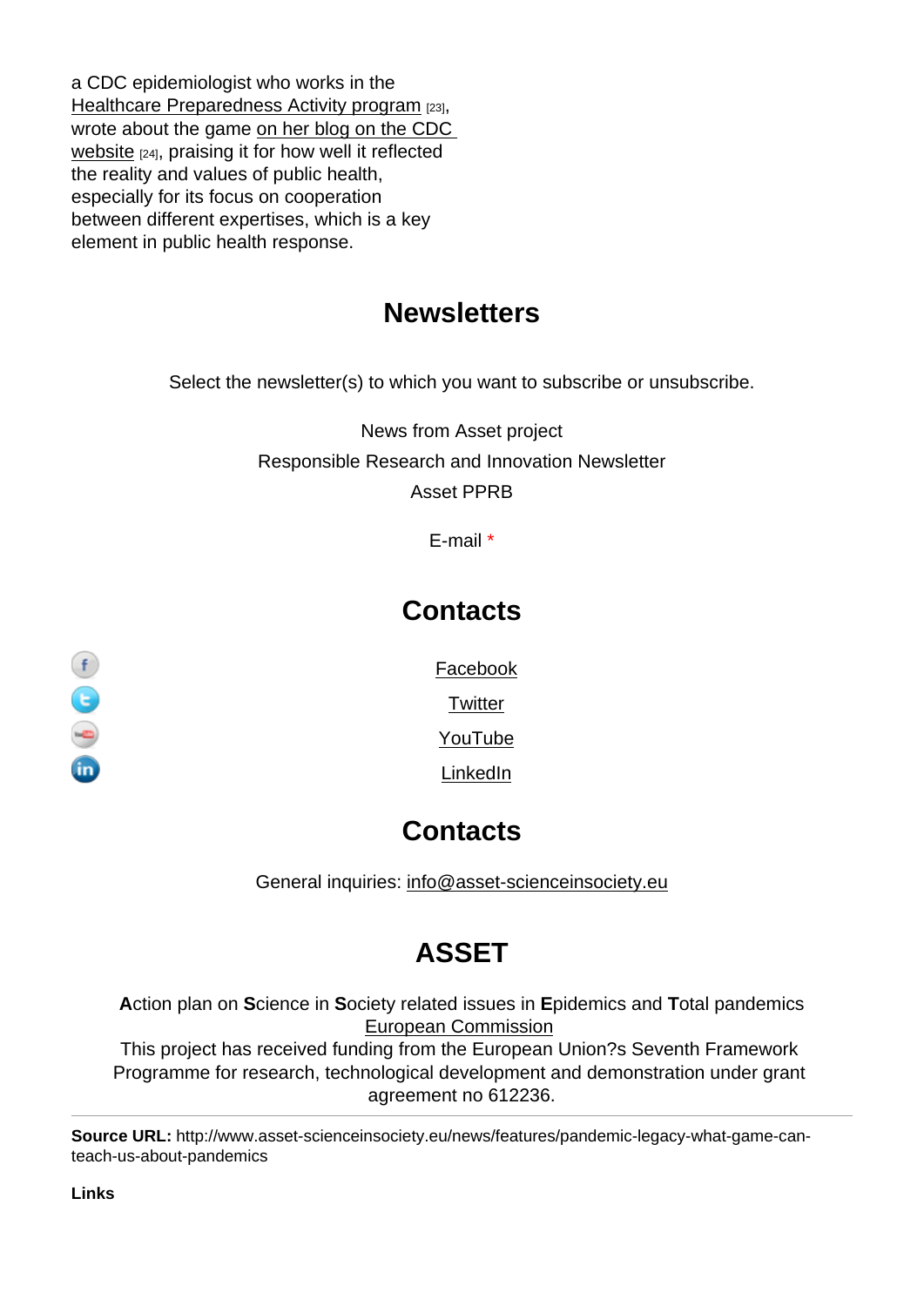a CDC epidemiologist who works in the Healthcare Preparedness Activity program [23], wrote about the game on her blog on the CDC website [24], praising it for how well it reflected the reality and values of public health, especially for its focus on cooperation between different expertises, which is a key element in public health response.

## Newsletters

Select the newsletter(s) to which you want to subscribe or unsubscribe.

News from Asset project

Responsible Research and Innovation Newsletter

Asset PPRB

E-mail *

## Contacts

Facebook

Twitter

YouTube

LinkedIn

## Contacts

General inquiries: info@asset-scienceinsociety.eu

## ASSET

**A**ction plan on **S**cience in **S**ociety related issues in **E**pidemics and **T**otal pandemics
European Commission
This project has received funding from the European Union?s Seventh Framework Programme for research, technological development and demonstration under grant agreement no 612236.

---

**Source URL:** http://www.asset-scienceinsociety.eu/news/features/pandemic-legacy-what-game-can-teach-us-about-pandemics

**Links**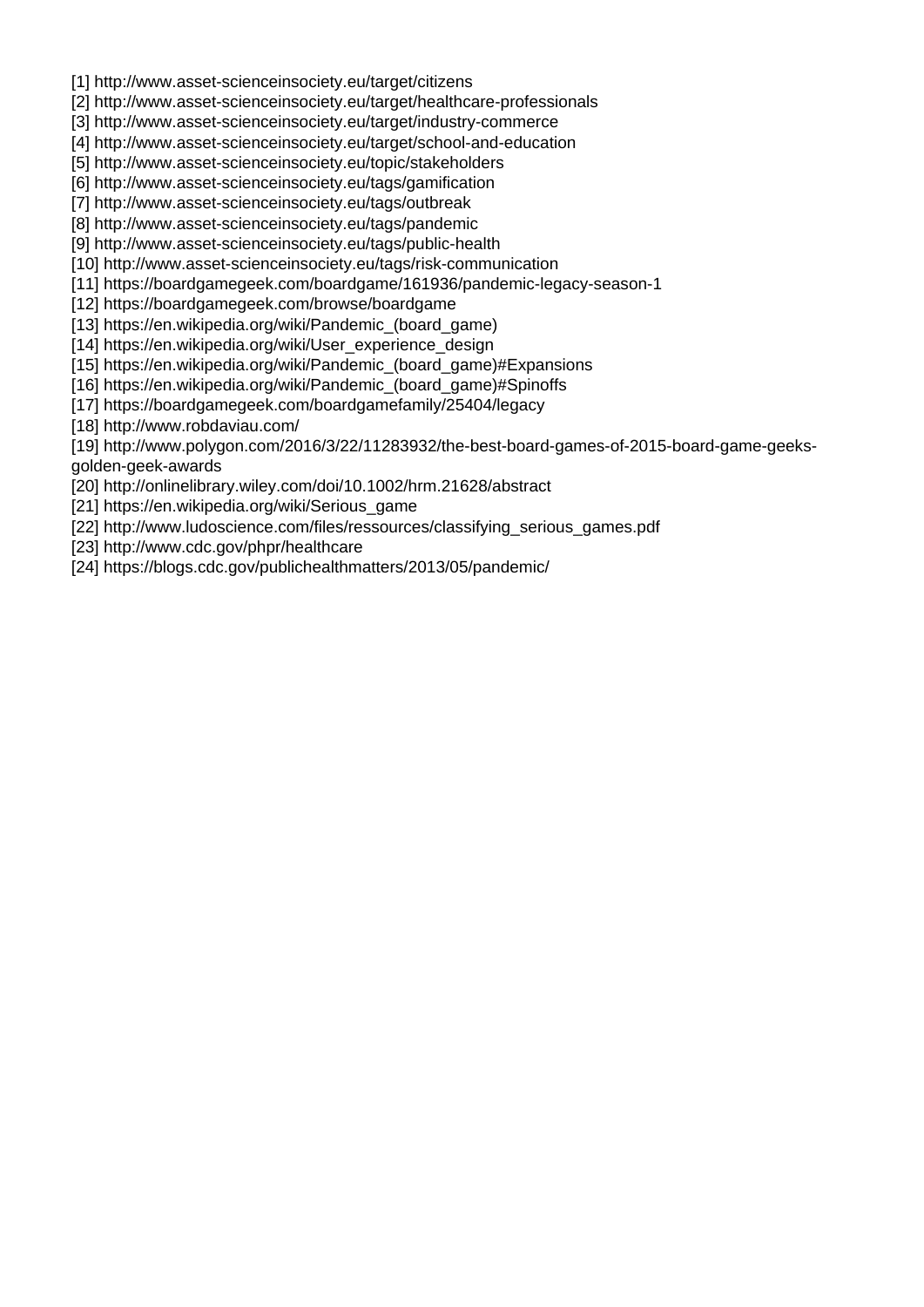[1] http://www.asset-scienceinsociety.eu/target/citizens
[2] http://www.asset-scienceinsociety.eu/target/healthcare-professionals
[3] http://www.asset-scienceinsociety.eu/target/industry-commerce
[4] http://www.asset-scienceinsociety.eu/target/school-and-education
[5] http://www.asset-scienceinsociety.eu/topic/stakeholders
[6] http://www.asset-scienceinsociety.eu/tags/gamification
[7] http://www.asset-scienceinsociety.eu/tags/outbreak
[8] http://www.asset-scienceinsociety.eu/tags/pandemic
[9] http://www.asset-scienceinsociety.eu/tags/public-health
[10] http://www.asset-scienceinsociety.eu/tags/risk-communication
[11] https://boardgamegeek.com/boardgame/161936/pandemic-legacy-season-1
[12] https://boardgamegeek.com/browse/boardgame
[13] https://en.wikipedia.org/wiki/Pandemic_(board_game)
[14] https://en.wikipedia.org/wiki/User_experience_design
[15] https://en.wikipedia.org/wiki/Pandemic_(board_game)#Expansions
[16] https://en.wikipedia.org/wiki/Pandemic_(board_game)#Spinoffs
[17] https://boardgamegeek.com/boardgamefamily/25404/legacy
[18] http://www.robdaviau.com/
[19] http://www.polygon.com/2016/3/22/11283932/the-best-board-games-of-2015-board-game-geeks-golden-geek-awards
[20] http://onlinelibrary.wiley.com/doi/10.1002/hrm.21628/abstract
[21] https://en.wikipedia.org/wiki/Serious_game
[22] http://www.ludoscience.com/files/ressources/classifying_serious_games.pdf
[23] http://www.cdc.gov/phpr/healthcare
[24] https://blogs.cdc.gov/publichealthmatters/2013/05/pandemic/